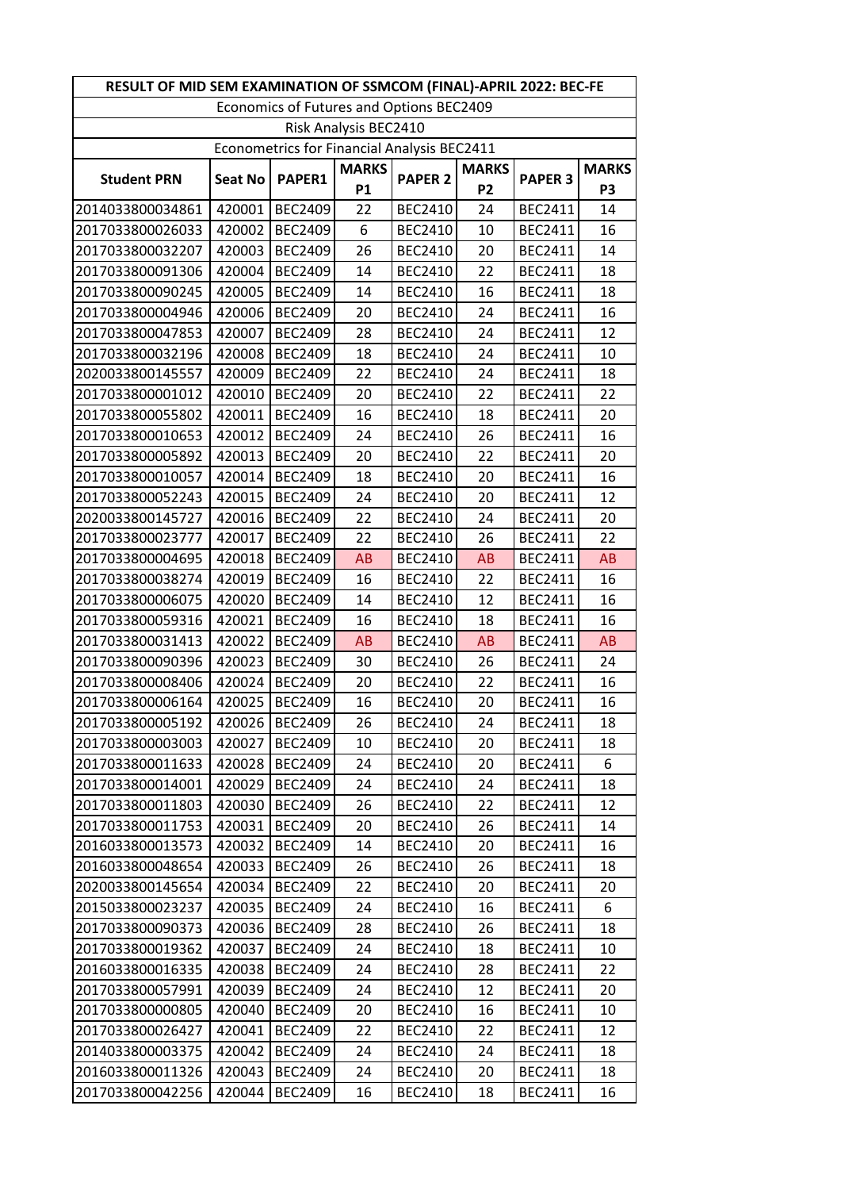# RESULT OF MID SEM EXAMINATION OF SSMCOM (FINAL)-APRIL 2022: BEC-FE

Economics of Futures and Options BEC2409

Risk Analysis BEC2410

Econometrics for Financial Analysis BEC2411

| Student PRN | Seat No | PAPER1 | MARKS P1 | PAPER 2 | MARKS P2 | PAPER 3 | MARKS P3 |
|---|---|---|---|---|---|---|---|
| 2014033800034861 | 420001 | BEC2409 | 22 | BEC2410 | 24 | BEC2411 | 14 |
| 2017033800026033 | 420002 | BEC2409 | 6 | BEC2410 | 10 | BEC2411 | 16 |
| 2017033800032207 | 420003 | BEC2409 | 26 | BEC2410 | 20 | BEC2411 | 14 |
| 2017033800091306 | 420004 | BEC2409 | 14 | BEC2410 | 22 | BEC2411 | 18 |
| 2017033800090245 | 420005 | BEC2409 | 14 | BEC2410 | 16 | BEC2411 | 18 |
| 2017033800004946 | 420006 | BEC2409 | 20 | BEC2410 | 24 | BEC2411 | 16 |
| 2017033800047853 | 420007 | BEC2409 | 28 | BEC2410 | 24 | BEC2411 | 12 |
| 2017033800032196 | 420008 | BEC2409 | 18 | BEC2410 | 24 | BEC2411 | 10 |
| 2020033800145557 | 420009 | BEC2409 | 22 | BEC2410 | 24 | BEC2411 | 18 |
| 2017033800001012 | 420010 | BEC2409 | 20 | BEC2410 | 22 | BEC2411 | 22 |
| 2017033800055802 | 420011 | BEC2409 | 16 | BEC2410 | 18 | BEC2411 | 20 |
| 2017033800010653 | 420012 | BEC2409 | 24 | BEC2410 | 26 | BEC2411 | 16 |
| 2017033800005892 | 420013 | BEC2409 | 20 | BEC2410 | 22 | BEC2411 | 20 |
| 2017033800010057 | 420014 | BEC2409 | 18 | BEC2410 | 20 | BEC2411 | 16 |
| 2017033800052243 | 420015 | BEC2409 | 24 | BEC2410 | 20 | BEC2411 | 12 |
| 2020033800145727 | 420016 | BEC2409 | 22 | BEC2410 | 24 | BEC2411 | 20 |
| 2017033800023777 | 420017 | BEC2409 | 22 | BEC2410 | 26 | BEC2411 | 22 |
| 2017033800004695 | 420018 | BEC2409 | AB | BEC2410 | AB | BEC2411 | AB |
| 2017033800038274 | 420019 | BEC2409 | 16 | BEC2410 | 22 | BEC2411 | 16 |
| 2017033800006075 | 420020 | BEC2409 | 14 | BEC2410 | 12 | BEC2411 | 16 |
| 2017033800059316 | 420021 | BEC2409 | 16 | BEC2410 | 18 | BEC2411 | 16 |
| 2017033800031413 | 420022 | BEC2409 | AB | BEC2410 | AB | BEC2411 | AB |
| 2017033800090396 | 420023 | BEC2409 | 30 | BEC2410 | 26 | BEC2411 | 24 |
| 2017033800008406 | 420024 | BEC2409 | 20 | BEC2410 | 22 | BEC2411 | 16 |
| 2017033800006164 | 420025 | BEC2409 | 16 | BEC2410 | 20 | BEC2411 | 16 |
| 2017033800005192 | 420026 | BEC2409 | 26 | BEC2410 | 24 | BEC2411 | 18 |
| 2017033800003003 | 420027 | BEC2409 | 10 | BEC2410 | 20 | BEC2411 | 18 |
| 2017033800011633 | 420028 | BEC2409 | 24 | BEC2410 | 20 | BEC2411 | 6 |
| 2017033800014001 | 420029 | BEC2409 | 24 | BEC2410 | 24 | BEC2411 | 18 |
| 2017033800011803 | 420030 | BEC2409 | 26 | BEC2410 | 22 | BEC2411 | 12 |
| 2017033800011753 | 420031 | BEC2409 | 20 | BEC2410 | 26 | BEC2411 | 14 |
| 2016033800013573 | 420032 | BEC2409 | 14 | BEC2410 | 20 | BEC2411 | 16 |
| 2016033800048654 | 420033 | BEC2409 | 26 | BEC2410 | 26 | BEC2411 | 18 |
| 2020033800145654 | 420034 | BEC2409 | 22 | BEC2410 | 20 | BEC2411 | 20 |
| 2015033800023237 | 420035 | BEC2409 | 24 | BEC2410 | 16 | BEC2411 | 6 |
| 2017033800090373 | 420036 | BEC2409 | 28 | BEC2410 | 26 | BEC2411 | 18 |
| 2017033800019362 | 420037 | BEC2409 | 24 | BEC2410 | 18 | BEC2411 | 10 |
| 2016033800016335 | 420038 | BEC2409 | 24 | BEC2410 | 28 | BEC2411 | 22 |
| 2017033800057991 | 420039 | BEC2409 | 24 | BEC2410 | 12 | BEC2411 | 20 |
| 2017033800000805 | 420040 | BEC2409 | 20 | BEC2410 | 16 | BEC2411 | 10 |
| 2017033800026427 | 420041 | BEC2409 | 22 | BEC2410 | 22 | BEC2411 | 12 |
| 2014033800003375 | 420042 | BEC2409 | 24 | BEC2410 | 24 | BEC2411 | 18 |
| 2016033800011326 | 420043 | BEC2409 | 24 | BEC2410 | 20 | BEC2411 | 18 |
| 2017033800042256 | 420044 | BEC2409 | 16 | BEC2410 | 18 | BEC2411 | 16 |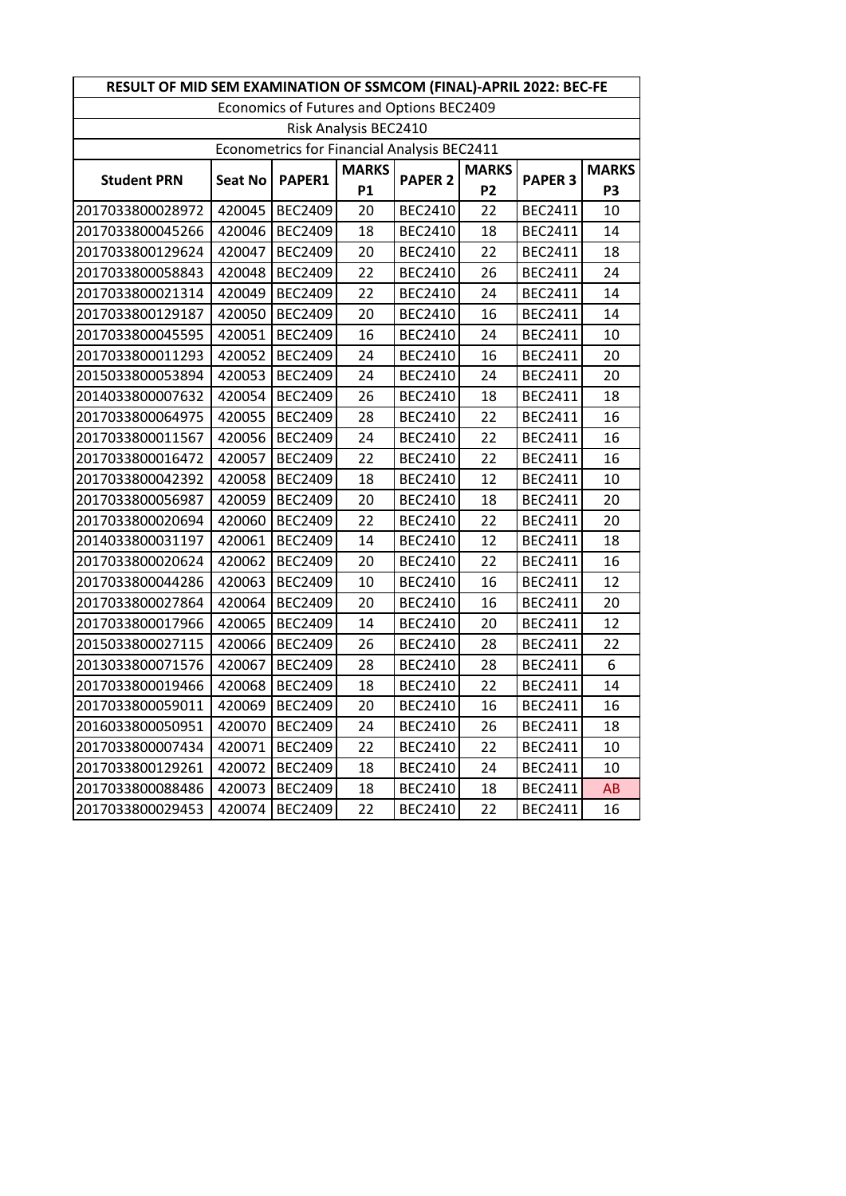| RESULT OF MID SEM EXAMINATION OF SSMCOM (FINAL)-APRIL 2022: BEC-FE | | | | | | | |
|---|---|---|---|---|---|---|---|
| Economics of Futures and Options BEC2409 | | | | | | | |
| Risk Analysis BEC2410 | | | | | | | |
| Econometrics for Financial Analysis BEC2411 | | | | | | | |
| **Student PRN** | **Seat No** | **PAPER1** | **MARKS P1** | **PAPER 2** | **MARKS P2** | **PAPER 3** | **MARKS P3** |
| 2017033800028972 | 420045 | BEC2409 | 20 | BEC2410 | 22 | BEC2411 | 10 |
| 2017033800045266 | 420046 | BEC2409 | 18 | BEC2410 | 18 | BEC2411 | 14 |
| 2017033800129624 | 420047 | BEC2409 | 20 | BEC2410 | 22 | BEC2411 | 18 |
| 2017033800058843 | 420048 | BEC2409 | 22 | BEC2410 | 26 | BEC2411 | 24 |
| 2017033800021314 | 420049 | BEC2409 | 22 | BEC2410 | 24 | BEC2411 | 14 |
| 2017033800129187 | 420050 | BEC2409 | 20 | BEC2410 | 16 | BEC2411 | 14 |
| 2017033800045595 | 420051 | BEC2409 | 16 | BEC2410 | 24 | BEC2411 | 10 |
| 2017033800011293 | 420052 | BEC2409 | 24 | BEC2410 | 16 | BEC2411 | 20 |
| 2015033800053894 | 420053 | BEC2409 | 24 | BEC2410 | 24 | BEC2411 | 20 |
| 2014033800007632 | 420054 | BEC2409 | 26 | BEC2410 | 18 | BEC2411 | 18 |
| 2017033800064975 | 420055 | BEC2409 | 28 | BEC2410 | 22 | BEC2411 | 16 |
| 2017033800011567 | 420056 | BEC2409 | 24 | BEC2410 | 22 | BEC2411 | 16 |
| 2017033800016472 | 420057 | BEC2409 | 22 | BEC2410 | 22 | BEC2411 | 16 |
| 2017033800042392 | 420058 | BEC2409 | 18 | BEC2410 | 12 | BEC2411 | 10 |
| 2017033800056987 | 420059 | BEC2409 | 20 | BEC2410 | 18 | BEC2411 | 20 |
| 2017033800020694 | 420060 | BEC2409 | 22 | BEC2410 | 22 | BEC2411 | 20 |
| 2014033800031197 | 420061 | BEC2409 | 14 | BEC2410 | 12 | BEC2411 | 18 |
| 2017033800020624 | 420062 | BEC2409 | 20 | BEC2410 | 22 | BEC2411 | 16 |
| 2017033800044286 | 420063 | BEC2409 | 10 | BEC2410 | 16 | BEC2411 | 12 |
| 2017033800027864 | 420064 | BEC2409 | 20 | BEC2410 | 16 | BEC2411 | 20 |
| 2017033800017966 | 420065 | BEC2409 | 14 | BEC2410 | 20 | BEC2411 | 12 |
| 2015033800027115 | 420066 | BEC2409 | 26 | BEC2410 | 28 | BEC2411 | 22 |
| 2013033800071576 | 420067 | BEC2409 | 28 | BEC2410 | 28 | BEC2411 | 6 |
| 2017033800019466 | 420068 | BEC2409 | 18 | BEC2410 | 22 | BEC2411 | 14 |
| 2017033800059011 | 420069 | BEC2409 | 20 | BEC2410 | 16 | BEC2411 | 16 |
| 2016033800050951 | 420070 | BEC2409 | 24 | BEC2410 | 26 | BEC2411 | 18 |
| 2017033800007434 | 420071 | BEC2409 | 22 | BEC2410 | 22 | BEC2411 | 10 |
| 2017033800129261 | 420072 | BEC2409 | 18 | BEC2410 | 24 | BEC2411 | 10 |
| 2017033800088486 | 420073 | BEC2409 | 18 | BEC2410 | 18 | BEC2411 | AB |
| 2017033800029453 | 420074 | BEC2409 | 22 | BEC2410 | 22 | BEC2411 | 16 |